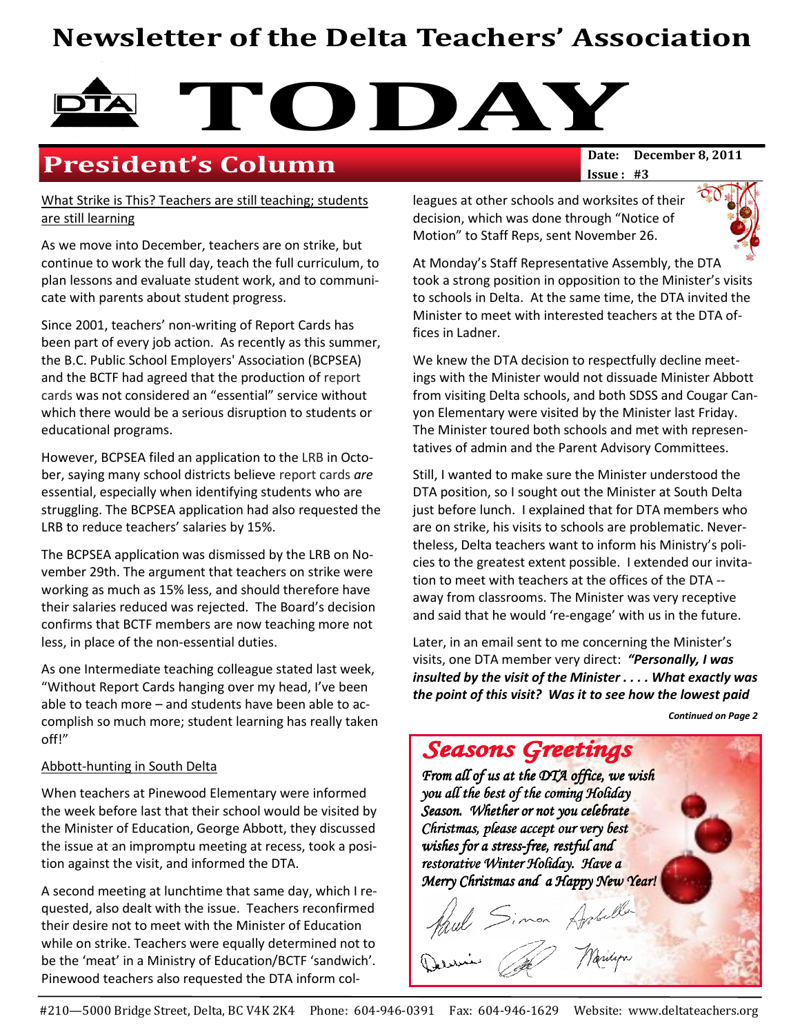# Newsletter of the Delta Teachers' Association

# TODAY

## President's Column

**Date: December 8, 2011**
**Issue : #3**

What Strike is This? Teachers are still teaching; students are still learning

As we move into December, teachers are on strike, but continue to work the full day, teach the full curriculum, to plan lessons and evaluate student work, and to communicate with parents about student progress.

Since 2001, teachers' non-writing of Report Cards has been part of every job action. As recently as this summer, the B.C. Public School Employers' Association (BCPSEA) and the BCTF had agreed that the production of report cards was not considered an "essential" service without which there would be a serious disruption to students or educational programs.

However, BCPSEA filed an application to the LRB in October, saying many school districts believe report cards *are* essential, especially when identifying students who are struggling. The BCPSEA application had also requested the LRB to reduce teachers' salaries by 15%.

The BCPSEA application was dismissed by the LRB on November 29th. The argument that teachers on strike were working as much as 15% less, and should therefore have their salaries reduced was rejected. The Board's decision confirms that BCTF members are now teaching more not less, in place of the non-essential duties.

As one Intermediate teaching colleague stated last week, "Without Report Cards hanging over my head, I've been able to teach more – and students have been able to accomplish so much more; student learning has really taken off!"

Abbott-hunting in South Delta

When teachers at Pinewood Elementary were informed the week before last that their school would be visited by the Minister of Education, George Abbott, they discussed the issue at an impromptu meeting at recess, took a position against the visit, and informed the DTA.

A second meeting at lunchtime that same day, which I requested, also dealt with the issue. Teachers reconfirmed their desire not to meet with the Minister of Education while on strike. Teachers were equally determined not to be the 'meat' in a Ministry of Education/BCTF 'sandwich'. Pinewood teachers also requested the DTA inform colleagues at other schools and worksites of their decision, which was done through "Notice of Motion" to Staff Reps, sent November 26.

At Monday's Staff Representative Assembly, the DTA took a strong position in opposition to the Minister's visits to schools in Delta. At the same time, the DTA invited the Minister to meet with interested teachers at the DTA offices in Ladner.

We knew the DTA decision to respectfully decline meetings with the Minister would not dissuade Minister Abbott from visiting Delta schools, and both SDSS and Cougar Canyon Elementary were visited by the Minister last Friday. The Minister toured both schools and met with representatives of admin and the Parent Advisory Committees.

Still, I wanted to make sure the Minister understood the DTA position, so I sought out the Minister at South Delta just before lunch. I explained that for DTA members who are on strike, his visits to schools are problematic. Nevertheless, Delta teachers want to inform his Ministry's policies to the greatest extent possible. I extended our invitation to meet with teachers at the offices of the DTA -- away from classrooms. The Minister was very receptive and said that he would 're-engage' with us in the future.

Later, in an email sent to me concerning the Minister's visits, one DTA member very direct: ***"Personally, I was insulted by the visit of the Minister . . . . What exactly was the point of this visit? Was it to see how the lowest paid***

***Continued on Page 2***

## *Seasons Greetings*

*From all of us at the DTA office, we wish you all the best of the coming Holiday Season. Whether or not you celebrate Christmas, please accept our very best wishes for a stress-free, restful and restorative Winter Holiday. Have a Merry Christmas and a Happy New Year!*

Paul Simon Arabella
Dennis Marilyn

#210—5000 Bridge Street, Delta, BC V4K 2K4 Phone: 604-946-0391 Fax: 604-946-1629 Website: www.deltateachers.org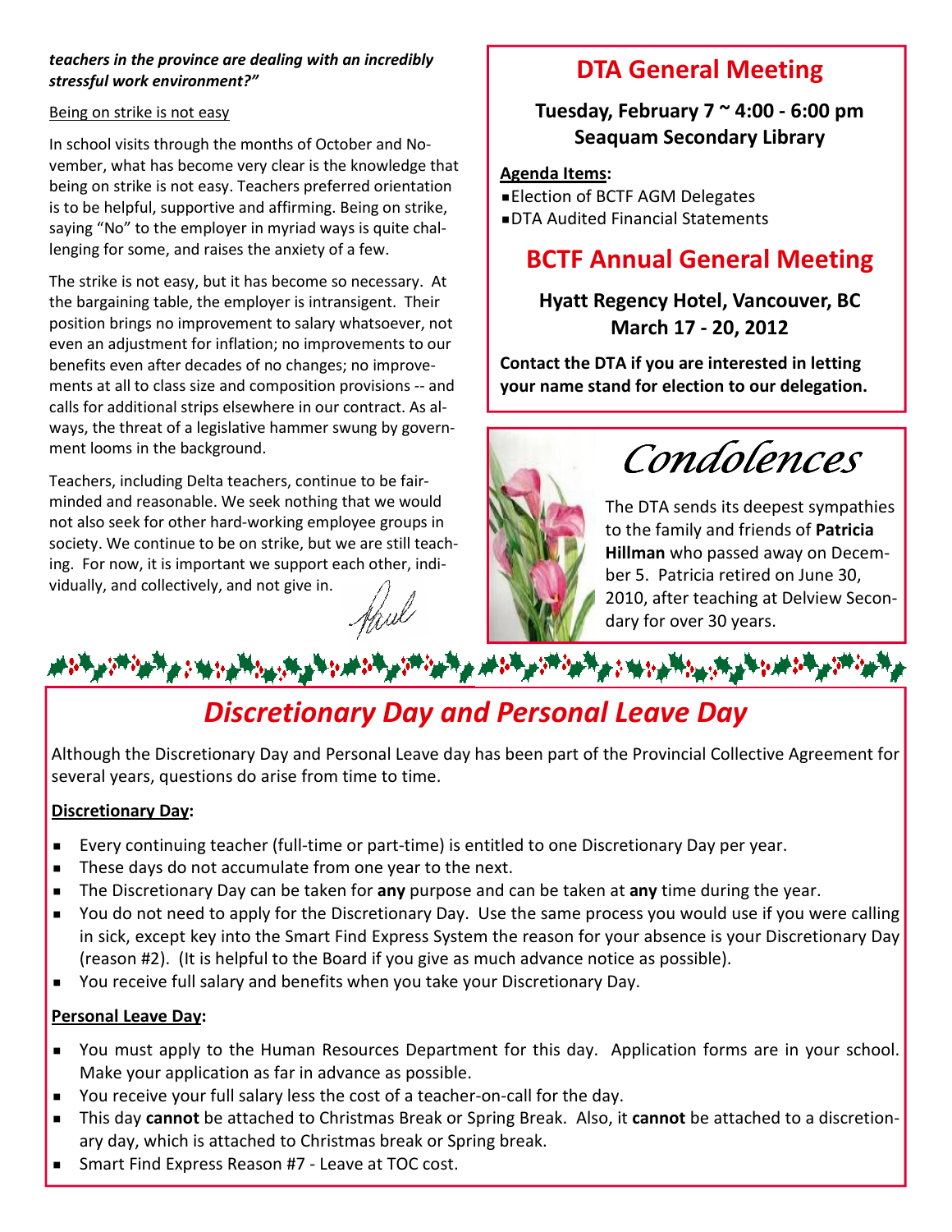***teachers in the province are dealing with an incredibly stressful work environment?"***

Being on strike is not easy

In school visits through the months of October and November, what has become very clear is the knowledge that being on strike is not easy. Teachers preferred orientation is to be helpful, supportive and affirming. Being on strike, saying "No" to the employer in myriad ways is quite challenging for some, and raises the anxiety of a few.

The strike is not easy, but it has become so necessary. At the bargaining table, the employer is intransigent. Their position brings no improvement to salary whatsoever, not even an adjustment for inflation; no improvements to our benefits even after decades of no changes; no improvements at all to class size and composition provisions -- and calls for additional strips elsewhere in our contract. As always, the threat of a legislative hammer swung by government looms in the background.

Teachers, including Delta teachers, continue to be fair-minded and reasonable. We seek nothing that we would not also seek for other hard-working employee groups in society. We continue to be on strike, but we are still teaching. For now, it is important we support each other, individually, and collectively, and not give in.

Paul

## DTA General Meeting

**Tuesday, February 7 ~ 4:00 - 6:00 pm**
**Seaquam Secondary Library**

**Agenda Items:**

- Election of BCTF AGM Delegates
- DTA Audited Financial Statements

## BCTF Annual General Meeting

**Hyatt Regency Hotel, Vancouver, BC**
**March 17 - 20, 2012**

**Contact the DTA if you are interested in letting your name stand for election to our delegation.**

## Condolences

The DTA sends its deepest sympathies to the family and friends of **Patricia Hillman** who passed away on December 5. Patricia retired on June 30, 2010, after teaching at Delview Secondary for over 30 years.

## *Discretionary Day and Personal Leave Day*

Although the Discretionary Day and Personal Leave day has been part of the Provincial Collective Agreement for several years, questions do arise from time to time.

**Discretionary Day:**

- Every continuing teacher (full-time or part-time) is entitled to one Discretionary Day per year.
- These days do not accumulate from one year to the next.
- The Discretionary Day can be taken for **any** purpose and can be taken at **any** time during the year.
- You do not need to apply for the Discretionary Day. Use the same process you would use if you were calling in sick, except key into the Smart Find Express System the reason for your absence is your Discretionary Day (reason #2). (It is helpful to the Board if you give as much advance notice as possible).
- You receive full salary and benefits when you take your Discretionary Day.

**Personal Leave Day:**

- You must apply to the Human Resources Department for this day. Application forms are in your school. Make your application as far in advance as possible.
- You receive your full salary less the cost of a teacher-on-call for the day.
- This day **cannot** be attached to Christmas Break or Spring Break. Also, it **cannot** be attached to a discretionary day, which is attached to Christmas break or Spring break.
- Smart Find Express Reason #7 - Leave at TOC cost.